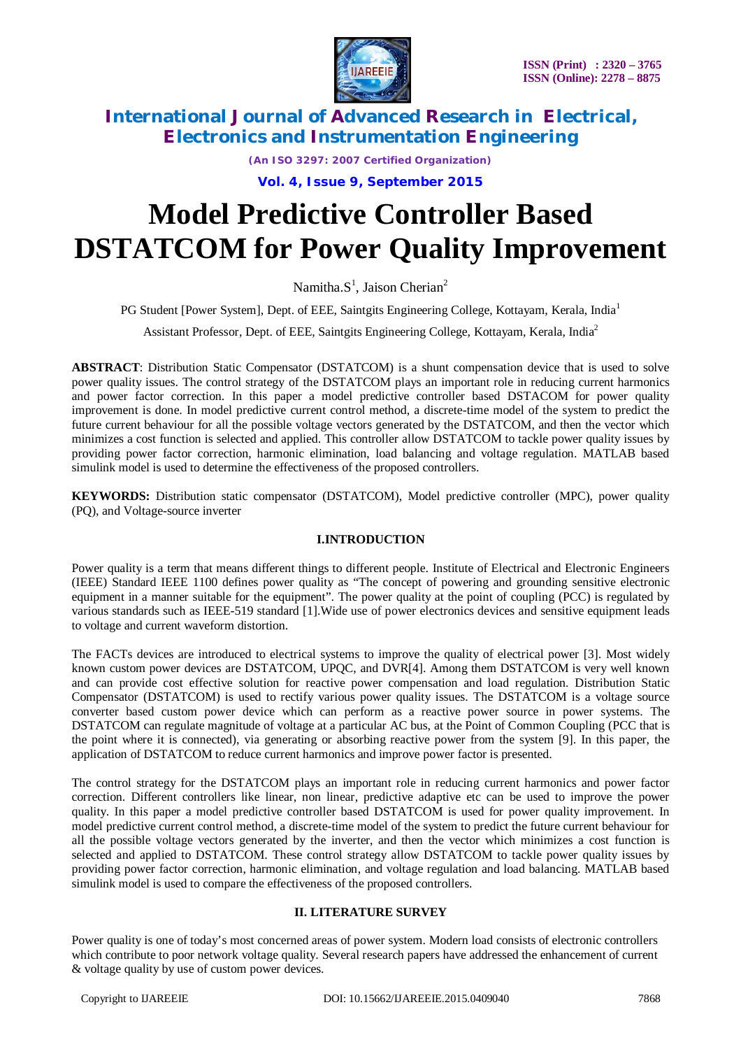# Model Predictive Controller Based DSTATCOM for Power Quality Improvement

Namitha.S[1], Jaison Cherian[2]

PG Student [Power System], Dept. of EEE, Saintgits Engineering College, Kottayam, Kerala, India[1]

Assistant Professor, Dept. of EEE, Saintgits Engineering College, Kottayam, Kerala, India[2]

**ABSTRACT**: Distribution Static Compensator (DSTATCOM) is a shunt compensation device that is used to solve power quality issues. The control strategy of the DSTATCOM plays an important role in reducing current harmonics and power factor correction. In this paper a model predictive controller based DSTACOM for power quality improvement is done. In model predictive current control method, a discrete-time model of the system to predict the future current behaviour for all the possible voltage vectors generated by the DSTATCOM, and then the vector which minimizes a cost function is selected and applied. This controller allow DSTATCOM to tackle power quality issues by providing power factor correction, harmonic elimination, load balancing and voltage regulation. MATLAB based simulink model is used to determine the effectiveness of the proposed controllers.

**KEYWORDS:** Distribution static compensator (DSTATCOM), Model predictive controller (MPC), power quality (PQ), and Voltage-source inverter

## I.INTRODUCTION

Power quality is a term that means different things to different people. Institute of Electrical and Electronic Engineers (IEEE) Standard IEEE 1100 defines power quality as "The concept of powering and grounding sensitive electronic equipment in a manner suitable for the equipment". The power quality at the point of coupling (PCC) is regulated by various standards such as IEEE-519 standard [1].Wide use of power electronics devices and sensitive equipment leads to voltage and current waveform distortion.

The FACTs devices are introduced to electrical systems to improve the quality of electrical power [3]. Most widely known custom power devices are DSTATCOM, UPQC, and DVR[4]. Among them DSTATCOM is very well known and can provide cost effective solution for reactive power compensation and load regulation. Distribution Static Compensator (DSTATCOM) is used to rectify various power quality issues. The DSTATCOM is a voltage source converter based custom power device which can perform as a reactive power source in power systems. The DSTATCOM can regulate magnitude of voltage at a particular AC bus, at the Point of Common Coupling (PCC that is the point where it is connected), via generating or absorbing reactive power from the system [9]. In this paper, the application of DSTATCOM to reduce current harmonics and improve power factor is presented.

The control strategy for the DSTATCOM plays an important role in reducing current harmonics and power factor correction. Different controllers like linear, non linear, predictive adaptive etc can be used to improve the power quality. In this paper a model predictive controller based DSTATCOM is used for power quality improvement. In model predictive current control method, a discrete-time model of the system to predict the future current behaviour for all the possible voltage vectors generated by the inverter, and then the vector which minimizes a cost function is selected and applied to DSTATCOM. These control strategy allow DSTATCOM to tackle power quality issues by providing power factor correction, harmonic elimination, and voltage regulation and load balancing. MATLAB based simulink model is used to compare the effectiveness of the proposed controllers.

## II. LITERATURE SURVEY

Power quality is one of today's most concerned areas of power system. Modern load consists of electronic controllers which contribute to poor network voltage quality. Several research papers have addressed the enhancement of current & voltage quality by use of custom power devices.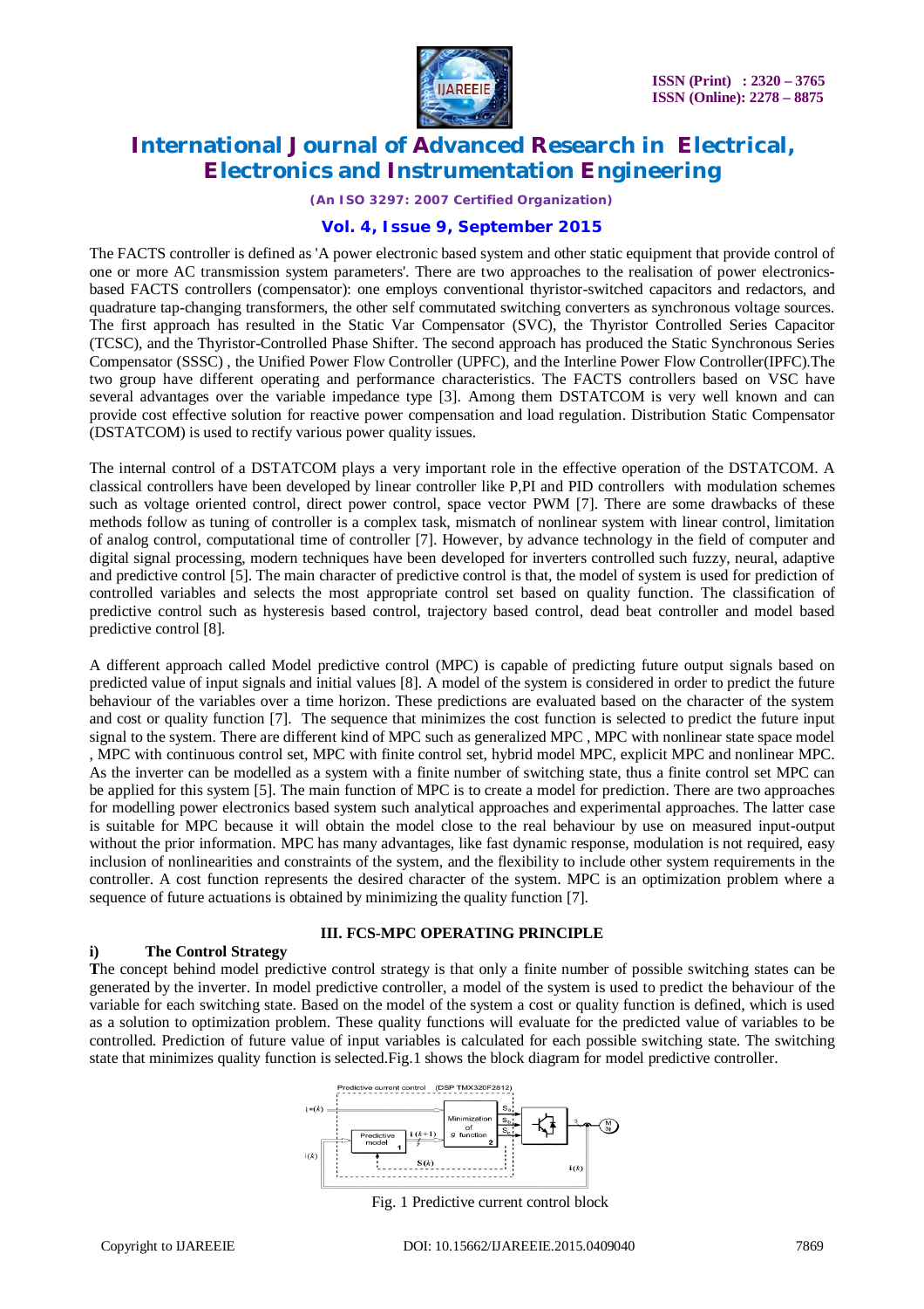The FACTS controller is defined as 'A power electronic based system and other static equipment that provide control of one or more AC transmission system parameters'. There are two approaches to the realisation of power electronics-based FACTS controllers (compensator): one employs conventional thyristor-switched capacitors and redactors, and quadrature tap-changing transformers, the other self commutated switching converters as synchronous voltage sources. The first approach has resulted in the Static Var Compensator (SVC), the Thyristor Controlled Series Capacitor (TCSC), and the Thyristor-Controlled Phase Shifter. The second approach has produced the Static Synchronous Series Compensator (SSSC) , the Unified Power Flow Controller (UPFC), and the Interline Power Flow Controller(IPFC).The two group have different operating and performance characteristics. The FACTS controllers based on VSC have several advantages over the variable impedance type [3]. Among them DSTATCOM is very well known and can provide cost effective solution for reactive power compensation and load regulation. Distribution Static Compensator (DSTATCOM) is used to rectify various power quality issues.

The internal control of a DSTATCOM plays a very important role in the effective operation of the DSTATCOM. A classical controllers have been developed by linear controller like P,PI and PID controllers with modulation schemes such as voltage oriented control, direct power control, space vector PWM [7]. There are some drawbacks of these methods follow as tuning of controller is a complex task, mismatch of nonlinear system with linear control, limitation of analog control, computational time of controller [7]. However, by advance technology in the field of computer and digital signal processing, modern techniques have been developed for inverters controlled such fuzzy, neural, adaptive and predictive control [5]. The main character of predictive control is that, the model of system is used for prediction of controlled variables and selects the most appropriate control set based on quality function. The classification of predictive control such as hysteresis based control, trajectory based control, dead beat controller and model based predictive control [8].

A different approach called Model predictive control (MPC) is capable of predicting future output signals based on predicted value of input signals and initial values [8]. A model of the system is considered in order to predict the future behaviour of the variables over a time horizon. These predictions are evaluated based on the character of the system and cost or quality function [7]. The sequence that minimizes the cost function is selected to predict the future input signal to the system. There are different kind of MPC such as generalized MPC , MPC with nonlinear state space model , MPC with continuous control set, MPC with finite control set, hybrid model MPC, explicit MPC and nonlinear MPC. As the inverter can be modelled as a system with a finite number of switching state, thus a finite control set MPC can be applied for this system [5]. The main function of MPC is to create a model for prediction. There are two approaches for modelling power electronics based system such analytical approaches and experimental approaches. The latter case is suitable for MPC because it will obtain the model close to the real behaviour by use on measured input-output without the prior information. MPC has many advantages, like fast dynamic response, modulation is not required, easy inclusion of nonlinearities and constraints of the system, and the flexibility to include other system requirements in the controller. A cost function represents the desired character of the system. MPC is an optimization problem where a sequence of future actuations is obtained by minimizing the quality function [7].

## III. FCS-MPC OPERATING PRINCIPLE

### i) The Control Strategy

The concept behind model predictive control strategy is that only a finite number of possible switching states can be generated by the inverter. In model predictive controller, a model of the system is used to predict the behaviour of the variable for each switching state. Based on the model of the system a cost or quality function is defined, which is used as a solution to optimization problem. These quality functions will evaluate for the predicted value of variables to be controlled. Prediction of future value of input variables is calculated for each possible switching state. The switching state that minimizes quality function is selected.Fig.1 shows the block diagram for model predictive controller.

Fig. 1 Predictive current control block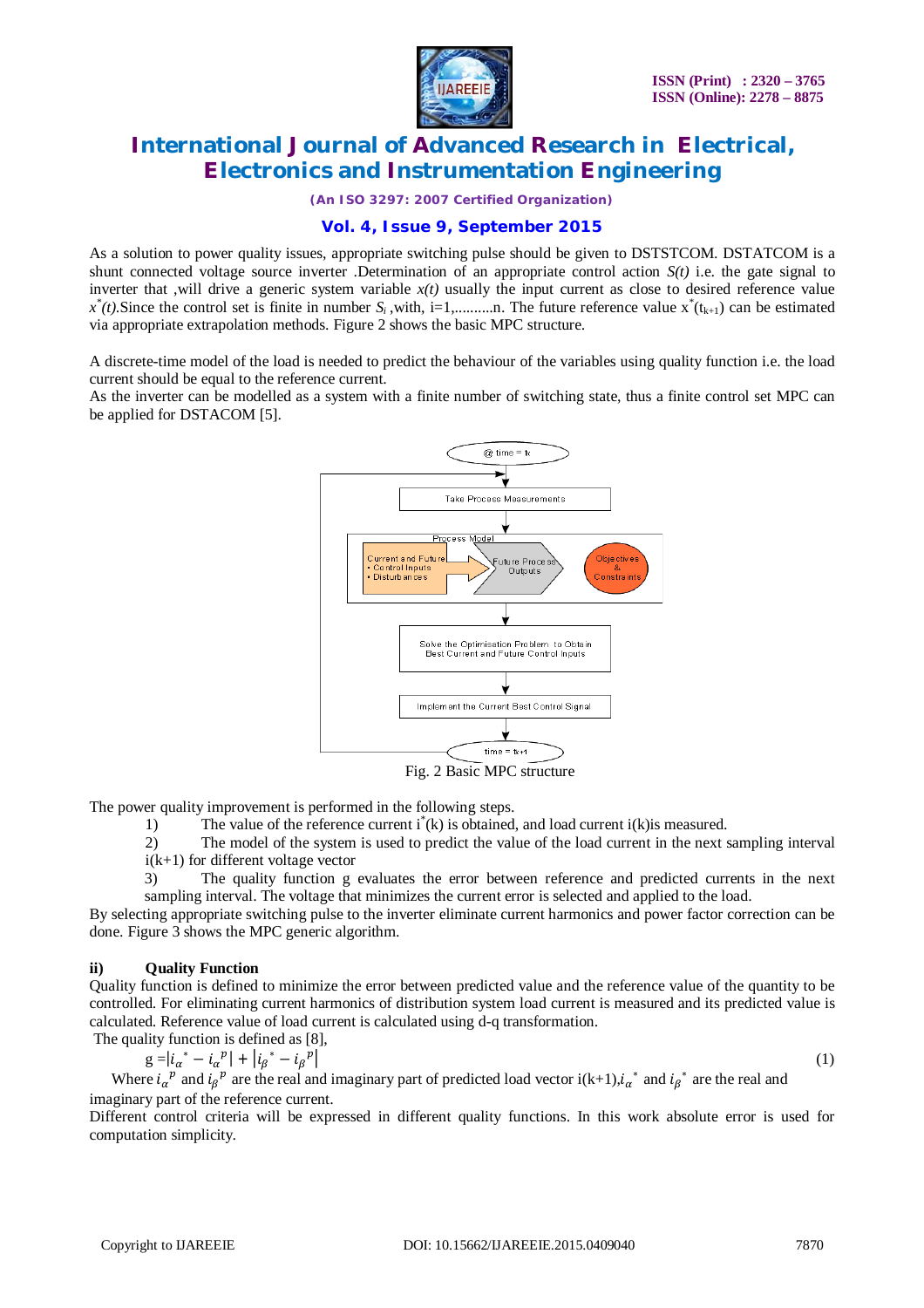As a solution to power quality issues, appropriate switching pulse should be given to DSTSTCOM. DSTATCOM is a shunt connected voltage source inverter .Determination of an appropriate control action *S(t)* i.e. the gate signal to inverter that ,will drive a generic system variable *x(t)* usually the input current as close to desired reference value $x^*(t)$.Since the control set is finite in number $S_i$ ,with, i=1,..........n. The future reference value $x^*(t_{k+1})$ can be estimated via appropriate extrapolation methods. Figure 2 shows the basic MPC structure.

A discrete-time model of the load is needed to predict the behaviour of the variables using quality function i.e. the load current should be equal to the reference current.
As the inverter can be modelled as a system with a finite number of switching state, thus a finite control set MPC can be applied for DSTACOM [5].

Fig. 2 Basic MPC structure

The power quality improvement is performed in the following steps.

1) The value of the reference current $i^*(k)$ is obtained, and load current i(k)is measured.
2) The model of the system is used to predict the value of the load current in the next sampling interval i(k+1) for different voltage vector
3) The quality function g evaluates the error between reference and predicted currents in the next sampling interval. The voltage that minimizes the current error is selected and applied to the load.

By selecting appropriate switching pulse to the inverter eliminate current harmonics and power factor correction can be done. Figure 3 shows the MPC generic algorithm.

### ii) Quality Function

Quality function is defined to minimize the error between predicted value and the reference value of the quantity to be controlled. For eliminating current harmonics of distribution system load current is measured and its predicted value is calculated. Reference value of load current is calculated using d-q transformation.
The quality function is defined as [8],

$$g = |i_\alpha^* - i_\alpha^p| + |i_\beta^* - i_\beta^p| \tag{1}$$

Where $i_\alpha^p$ and $i_\beta^p$ are the real and imaginary part of predicted load vector i(k+1),$i_\alpha^*$ and $i_\beta^*$ are the real and imaginary part of the reference current.
Different control criteria will be expressed in different quality functions. In this work absolute error is used for computation simplicity.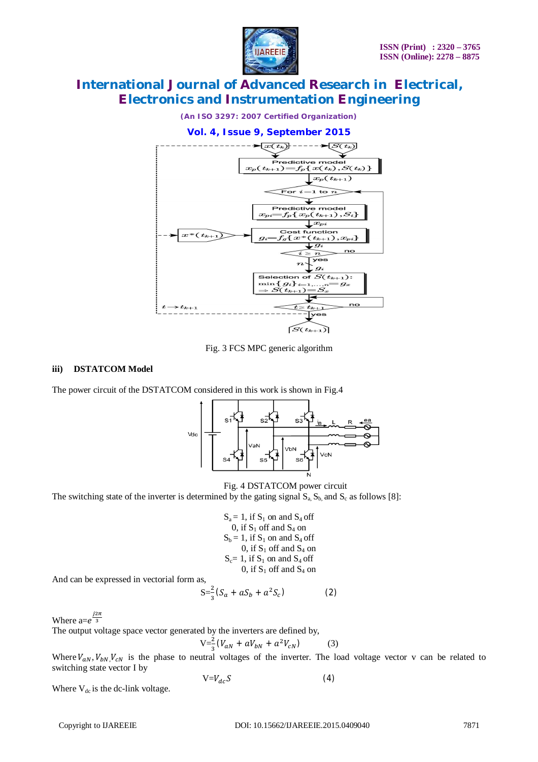Fig. 3 FCS MPC generic algorithm

### iii) DSTATCOM Model

The power circuit of the DSTATCOM considered in this work is shown in Fig.4

Fig. 4 DSTATCOM power circuit

The switching state of the inverter is determined by the gating signal $S_a$, $S_b$, and $S_c$ as follows [8]:

$S_a$ = 1, if $S_1$ on and $S_4$ off
0, if $S_1$ off and $S_4$ on
$S_b$ = 1, if $S_1$ on and $S_4$ off
0, if $S_1$ off and $S_4$ on
$S_c$= 1, if $S_1$ on and $S_4$ off
0, if $S_1$ off and $S_4$ on

And can be expressed in vectorial form as,

$$S=\frac{2}{3}(S_a + aS_b + a^2S_c) \qquad (2)$$

Where $a=e^{\frac{j2\pi}{3}}$

The output voltage space vector generated by the inverters are defined by,

$$V=\frac{2}{3}(V_{aN} + aV_{bN} + a^2V_{cN}) \qquad (3)$$

Where $V_{aN}, V_{bN}, V_{cN}$ is the phase to neutral voltages of the inverter. The load voltage vector v can be related to switching state vector I by

$$V=V_{dc}S \qquad (4)$$

Where $V_{dc}$ is the dc-link voltage.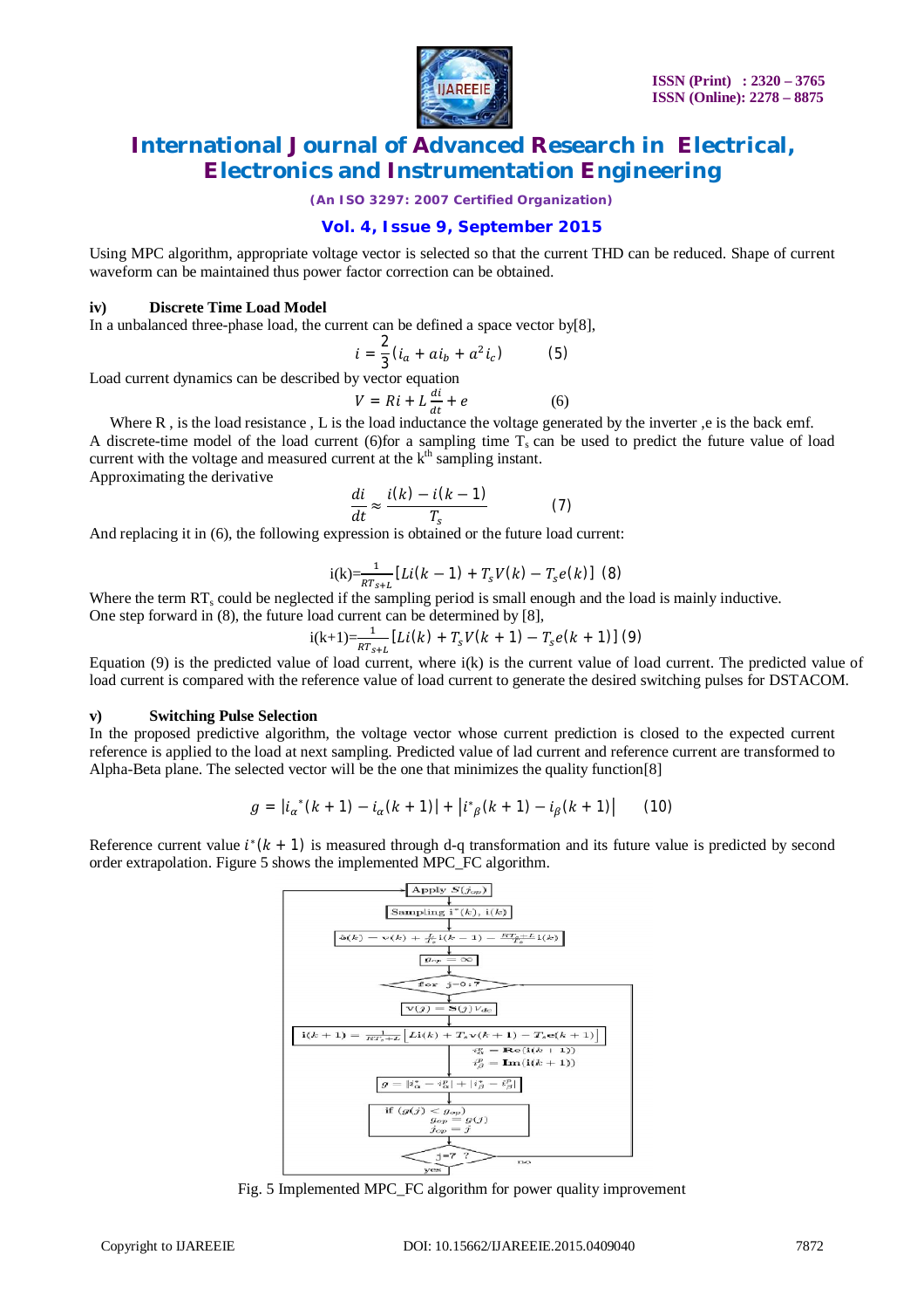Using MPC algorithm, appropriate voltage vector is selected so that the current THD can be reduced. Shape of current waveform can be maintained thus power factor correction can be obtained.

### iv) Discrete Time Load Model

In a unbalanced three-phase load, the current can be defined a space vector by[8],

$$i = \frac{2}{3}(i_a + a i_b + a^2 i_c) \qquad (5)$$

Load current dynamics can be described by vector equation

$$V = Ri + L\frac{di}{dt} + e \qquad (6)$$

Where R , is the load resistance , L is the load inductance the voltage generated by the inverter ,e is the back emf. A discrete-time model of the load current (6)for a sampling time $T_s$ can be used to predict the future value of load current with the voltage and measured current at the $k^{th}$ sampling instant.

Approximating the derivative

$$\frac{di}{dt} \approx \frac{i(k) - i(k-1)}{T_s} \qquad (7)$$

And replacing it in (6), the following expression is obtained or the future load current:

$$i(k) = \frac{1}{RT_{s+L}}\left[Li(k-1) + T_s V(k) - T_s e(k)\right] \quad (8)$$

Where the term $RT_s$ could be neglected if the sampling period is small enough and the load is mainly inductive.

One step forward in (8), the future load current can be determined by [8],

$$i(k+1) = \frac{1}{RT_{s+L}}\left[Li(k) + T_s V(k+1) - T_s e(k+1)\right] \quad (9)$$

Equation (9) is the predicted value of load current, where i(k) is the current value of load current. The predicted value of load current is compared with the reference value of load current to generate the desired switching pulses for DSTACOM.

### v) Switching Pulse Selection

In the proposed predictive algorithm, the voltage vector whose current prediction is closed to the expected current reference is applied to the load at next sampling. Predicted value of lad current and reference current are transformed to Alpha-Beta plane. The selected vector will be the one that minimizes the quality function[8]

$$g = \left|i_\alpha^*(k+1) - i_\alpha(k+1)\right| + \left|i^*_\beta(k+1) - i_\beta(k+1)\right| \qquad (10)$$

Reference current value $i^*(k+1)$ is measured through d-q transformation and its future value is predicted by second order extrapolation. Figure 5 shows the implemented MPC_FC algorithm.

Fig. 5 Implemented MPC_FC algorithm for power quality improvement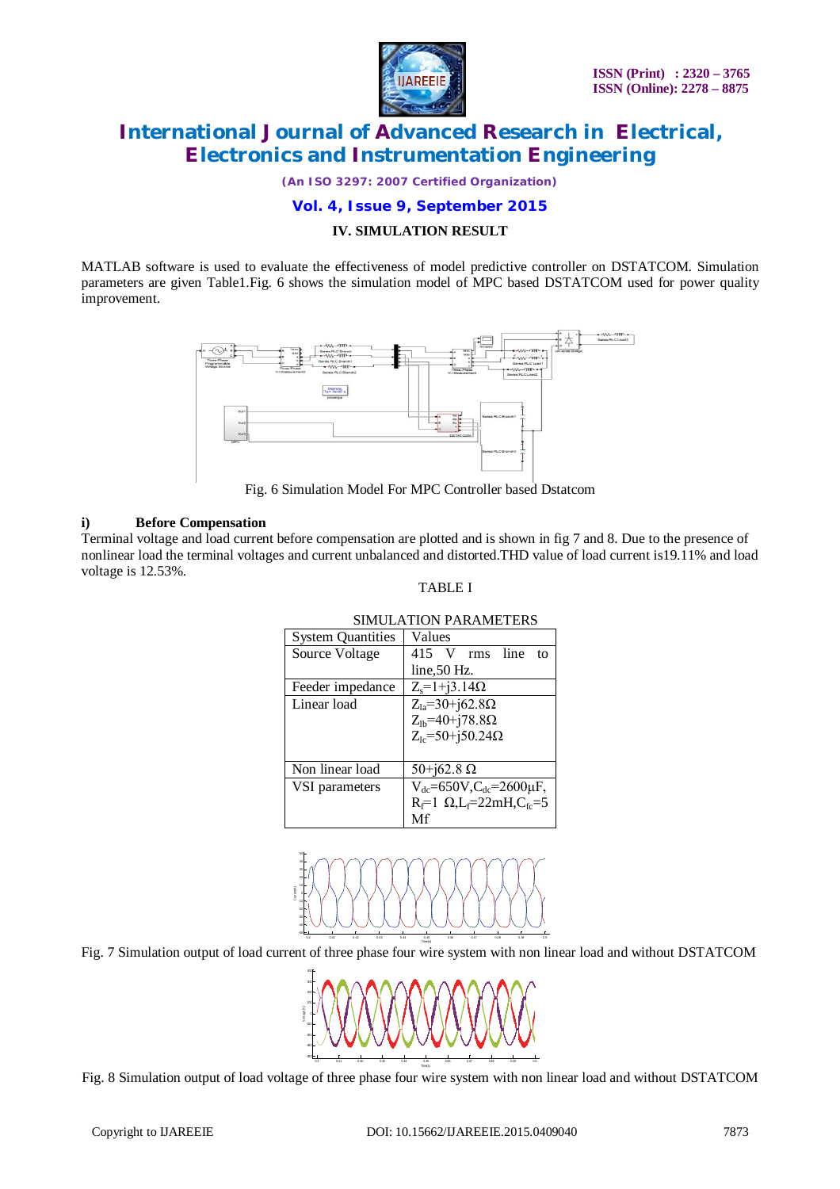## IV. SIMULATION RESULT

MATLAB software is used to evaluate the effectiveness of model predictive controller on DSTATCOM. Simulation parameters are given Table1.Fig. 6 shows the simulation model of MPC based DSTATCOM used for power quality improvement.

Fig. 6 Simulation Model For MPC Controller based Dstatcom

### i) Before Compensation

Terminal voltage and load current before compensation are plotted and is shown in fig 7 and 8. Due to the presence of nonlinear load the terminal voltages and current unbalanced and distorted.THD value of load current is19.11% and load voltage is 12.53%.

TABLE I

SIMULATION PARAMETERS

| System Quantities | Values |
|---|---|
| Source Voltage | 415 V rms line to line,50 Hz. |
| Feeder impedance | $Z_s$=1+j3.14Ω |
| Linear load | $Z_{la}$=30+j62.8Ω<br>$Z_{lb}$=40+j78.8Ω<br>$Z_{lc}$=50+j50.24Ω |
| Non linear load | 50+j62.8 Ω |
| VSI parameters | $V_{dc}$=650V,$C_{dc}$=2600μF, $R_f$=1 Ω,$L_f$=22mH,$C_{fc}$=5 Mf |

Fig. 7 Simulation output of load current of three phase four wire system with non linear load and without DSTATCOM

Fig. 8 Simulation output of load voltage of three phase four wire system with non linear load and without DSTATCOM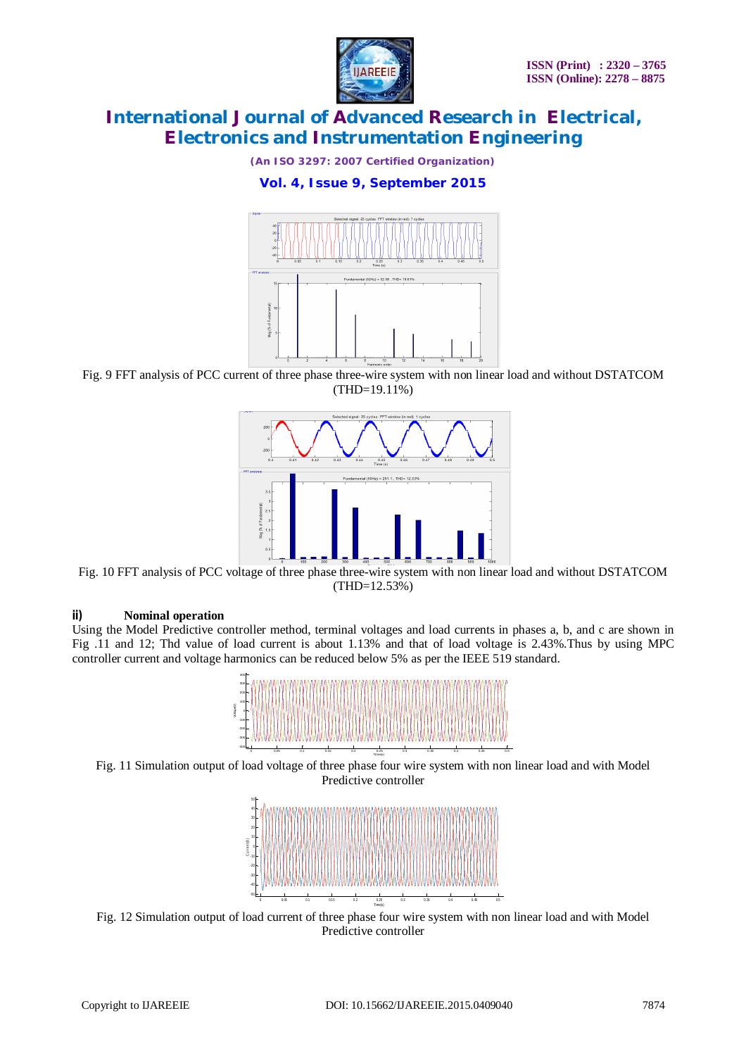Fig. 9 FFT analysis of PCC current of three phase three-wire system with non linear load and without DSTATCOM (THD=19.11%)

Fig. 10 FFT analysis of PCC voltage of three phase three-wire system with non linear load and without DSTATCOM (THD=12.53%)

### ii) Nominal operation

Using the Model Predictive controller method, terminal voltages and load currents in phases a, b, and c are shown in Fig .11 and 12; Thd value of load current is about 1.13% and that of load voltage is 2.43%.Thus by using MPC controller current and voltage harmonics can be reduced below 5% as per the IEEE 519 standard.

Fig. 11 Simulation output of load voltage of three phase four wire system with non linear load and with Model Predictive controller

Fig. 12 Simulation output of load current of three phase four wire system with non linear load and with Model Predictive controller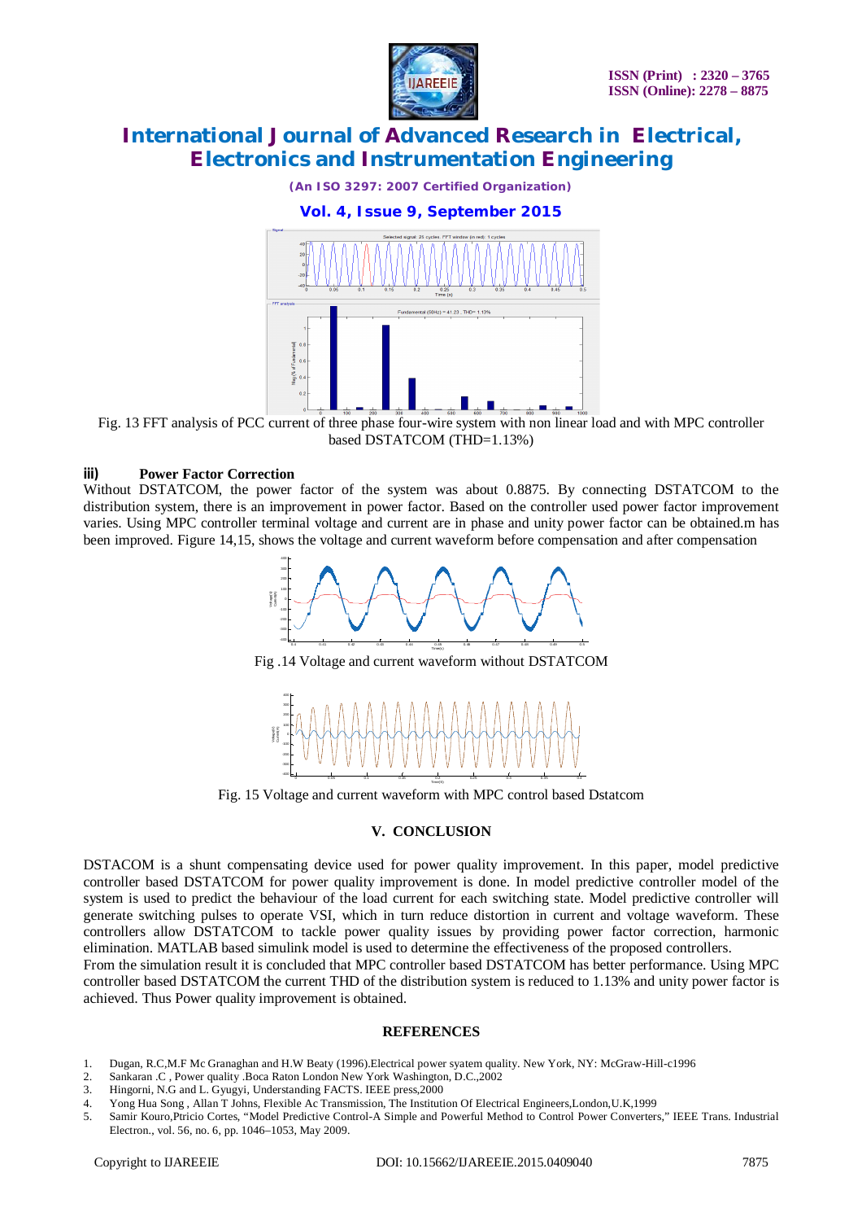Fig. 13 FFT analysis of PCC current of three phase four-wire system with non linear load and with MPC controller based DSTATCOM (THD=1.13%)

### iii) Power Factor Correction

Without DSTATCOM, the power factor of the system was about 0.8875. By connecting DSTATCOM to the distribution system, there is an improvement in power factor. Based on the controller used power factor improvement varies. Using MPC controller terminal voltage and current are in phase and unity power factor can be obtained.m has been improved. Figure 14,15, shows the voltage and current waveform before compensation and after compensation

Fig .14 Voltage and current waveform without DSTATCOM

Fig. 15 Voltage and current waveform with MPC control based Dstatcom

## V. CONCLUSION

DSTACOM is a shunt compensating device used for power quality improvement. In this paper, model predictive controller based DSTATCOM for power quality improvement is done. In model predictive controller model of the system is used to predict the behaviour of the load current for each switching state. Model predictive controller will generate switching pulses to operate VSI, which in turn reduce distortion in current and voltage waveform. These controllers allow DSTATCOM to tackle power quality issues by providing power factor correction, harmonic elimination. MATLAB based simulink model is used to determine the effectiveness of the proposed controllers.

From the simulation result it is concluded that MPC controller based DSTATCOM has better performance. Using MPC controller based DSTATCOM the current THD of the distribution system is reduced to 1.13% and unity power factor is achieved. Thus Power quality improvement is obtained.

## REFERENCES

1. Dugan, R.C,M.F Mc Granaghan and H.W Beaty (1996).Electrical power syatem quality. New York, NY: McGraw-Hill-c1996
2. Sankaran .C , Power quality .Boca Raton London New York Washington, D.C.,2002
3. Hingorni, N.G and L. Gyugyi, Understanding FACTS. IEEE press,2000
4. Yong Hua Song , Allan T Johns, Flexible Ac Transmission, The Institution Of Electrical Engineers,London,U.K,1999
5. Samir Kouro,Ptricio Cortes, "Model Predictive Control-A Simple and Powerful Method to Control Power Converters," IEEE Trans. Industrial Electron., vol. 56, no. 6, pp. 1046–1053, May 2009.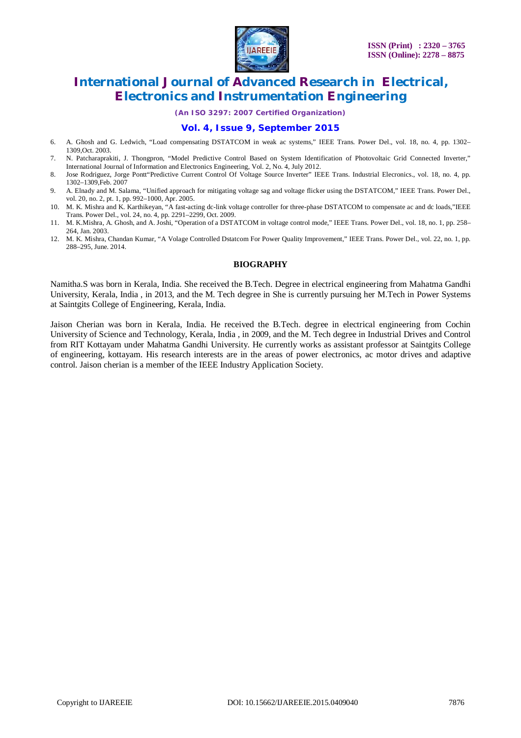6. A. Ghosh and G. Ledwich, “Load compensating DSTATCOM in weak ac systems,” IEEE Trans. Power Del., vol. 18, no. 4, pp. 1302–1309,Oct. 2003.
7. N. Patcharaprakiti, J. Thongpron, “Model Predictive Control Based on System Identification of Photovoltaic Grid Connected Inverter,” International Journal of Information and Electronics Engineering, Vol. 2, No. 4, July 2012.
8. Jose Rodriguez, Jorge Pontt“Predictive Current Control Of Voltage Source Inverter” IEEE Trans. Industrial Elecronics., vol. 18, no. 4, pp. 1302–1309,Feb. 2007
9. A. Elnady and M. Salama, “Unified approach for mitigating voltage sag and voltage flicker using the DSTATCOM,” IEEE Trans. Power Del., vol. 20, no. 2, pt. 1, pp. 992–1000, Apr. 2005.
10. M. K. Mishra and K. Karthikeyan, “A fast-acting dc-link voltage controller for three-phase DSTATCOM to compensate ac and dc loads,”IEEE Trans. Power Del., vol. 24, no. 4, pp. 2291–2299, Oct. 2009.
11. M. K.Mishra, A. Ghosh, and A. Joshi, “Operation of a DSTATCOM in voltage control mode,” IEEE Trans. Power Del., vol. 18, no. 1, pp. 258–264, Jan. 2003.
12. M. K. Mishra, Chandan Kumar, “A Volage Controlled Dstatcom For Power Quality Improvement,” IEEE Trans. Power Del., vol. 22, no. 1, pp. 288–295, June. 2014.

## BIOGRAPHY

Namitha.S was born in Kerala, India. She received the B.Tech. Degree in electrical engineering from Mahatma Gandhi University, Kerala, India , in 2013, and the M. Tech degree in She is currently pursuing her M.Tech in Power Systems at Saintgits College of Engineering, Kerala, India.

Jaison Cherian was born in Kerala, India. He received the B.Tech. degree in electrical engineering from Cochin University of Science and Technology, Kerala, India , in 2009, and the M. Tech degree in Industrial Drives and Control from RIT Kottayam under Mahatma Gandhi University. He currently works as assistant professor at Saintgits College of engineering, kottayam. His research interests are in the areas of power electronics, ac motor drives and adaptive control. Jaison cherian is a member of the IEEE Industry Application Society.